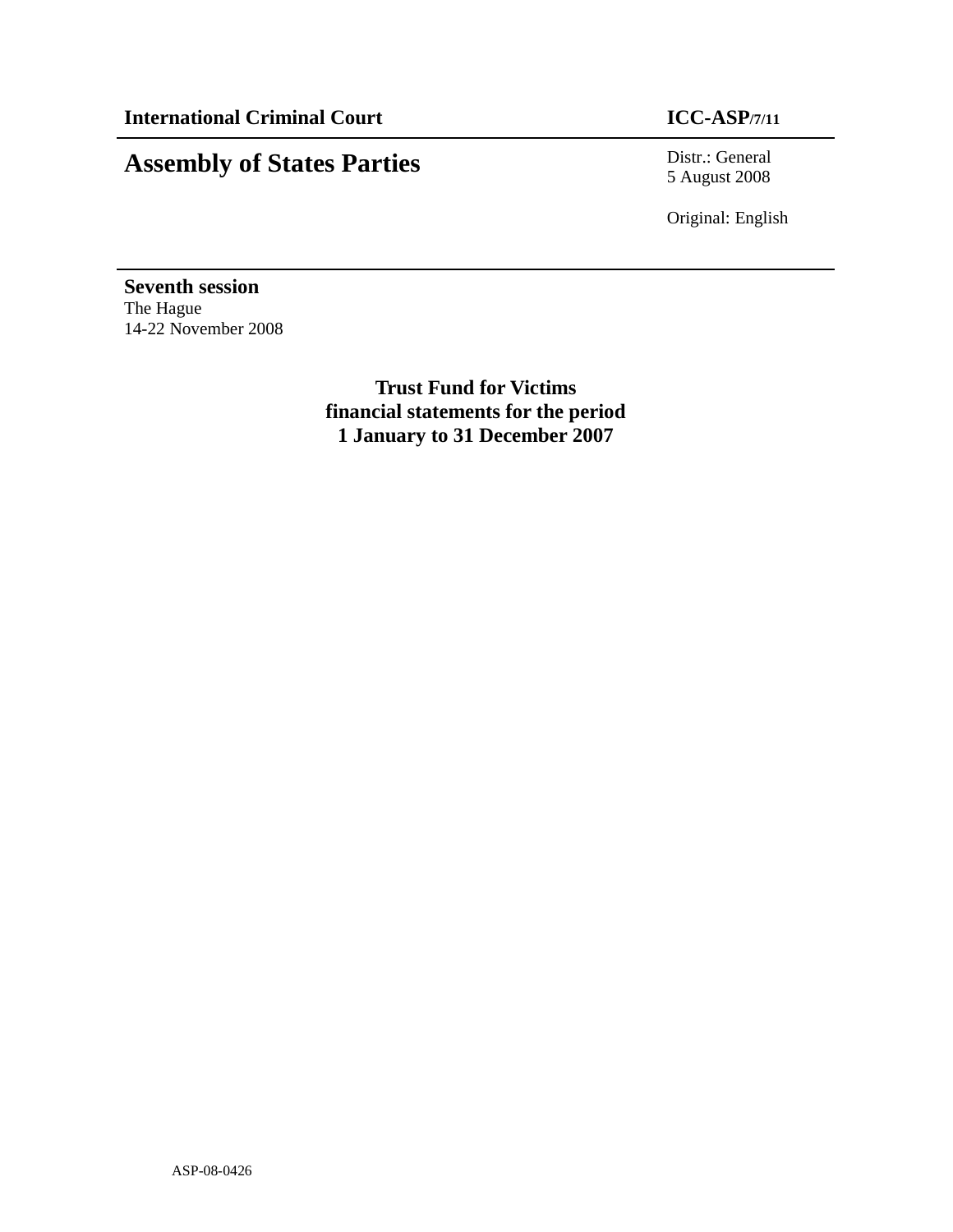**International Criminal Court** **ICC-ASP/7/11**

# Assembly of States Parties

Distr.: General
5 August 2008

Original: English

**Seventh session**
The Hague
14-22 November 2008

## Trust Fund for Victims financial statements for the period 1 January to 31 December 2007

ASP-08-0426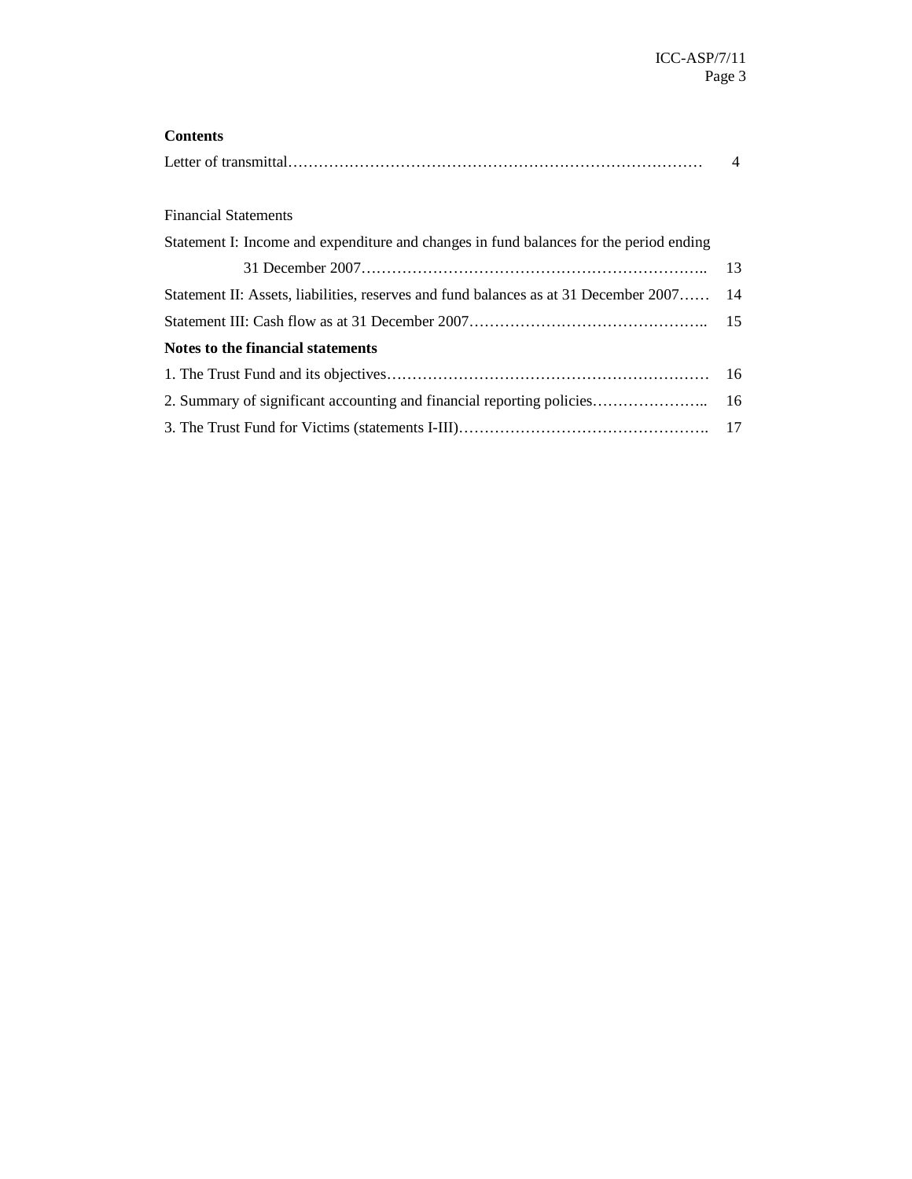**Contents**

| | |
|---|---|
| Letter of transmittal | 4 |
| | |
| Financial Statements | |
| Statement I: Income and expenditure and changes in fund balances for the period ending 31 December 2007 | 13 |
| Statement II: Assets, liabilities, reserves and fund balances as at 31 December 2007 | 14 |
| Statement III: Cash flow as at 31 December 2007 | 15 |
| **Notes to the financial statements** | |
| 1. The Trust Fund and its objectives | 16 |
| 2. Summary of significant accounting and financial reporting policies | 16 |
| 3. The Trust Fund for Victims (statements I-III) | 17 |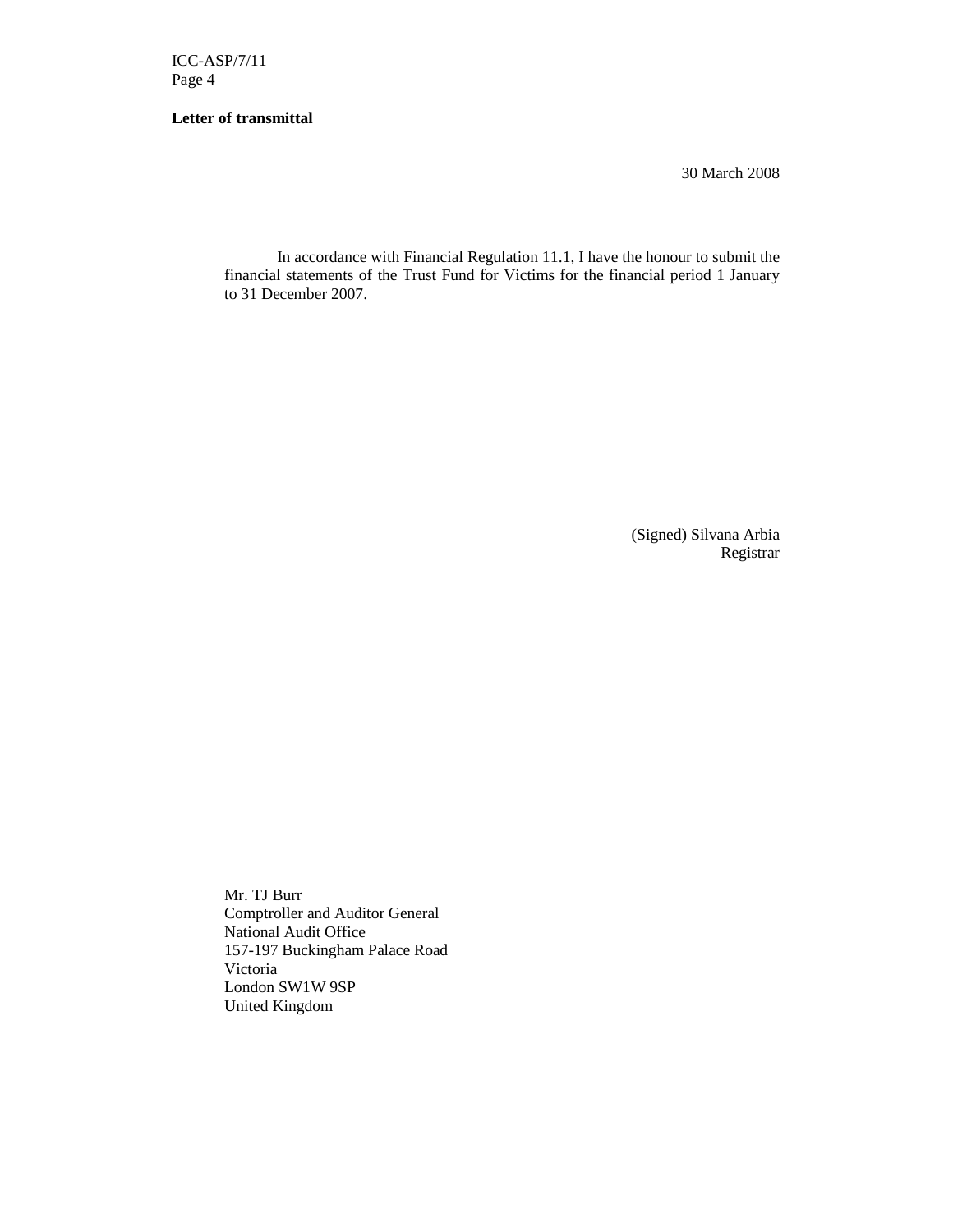**Letter of transmittal**

30 March 2008

In accordance with Financial Regulation 11.1, I have the honour to submit the financial statements of the Trust Fund for Victims for the financial period 1 January to 31 December 2007.

(Signed) Silvana Arbia
Registrar

Mr. TJ Burr
Comptroller and Auditor General
National Audit Office
157-197 Buckingham Palace Road
Victoria
London SW1W 9SP
United Kingdom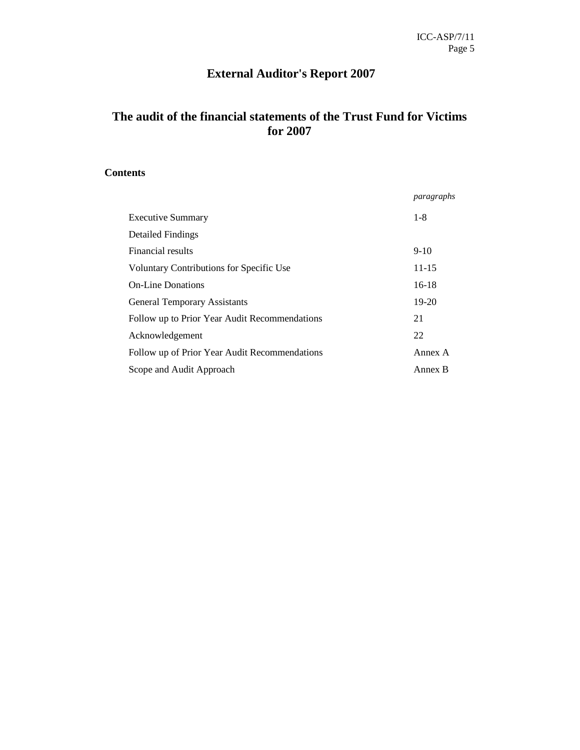# External Auditor's Report 2007

## The audit of the financial statements of the Trust Fund for Victims for 2007

### Contents

| | *paragraphs* |
|---|---|
| Executive Summary | 1-8 |
| Detailed Findings | |
| Financial results | 9-10 |
| Voluntary Contributions for Specific Use | 11-15 |
| On-Line Donations | 16-18 |
| General Temporary Assistants | 19-20 |
| Follow up to Prior Year Audit Recommendations | 21 |
| Acknowledgement | 22 |
| Follow up of Prior Year Audit Recommendations | Annex A |
| Scope and Audit Approach | Annex B |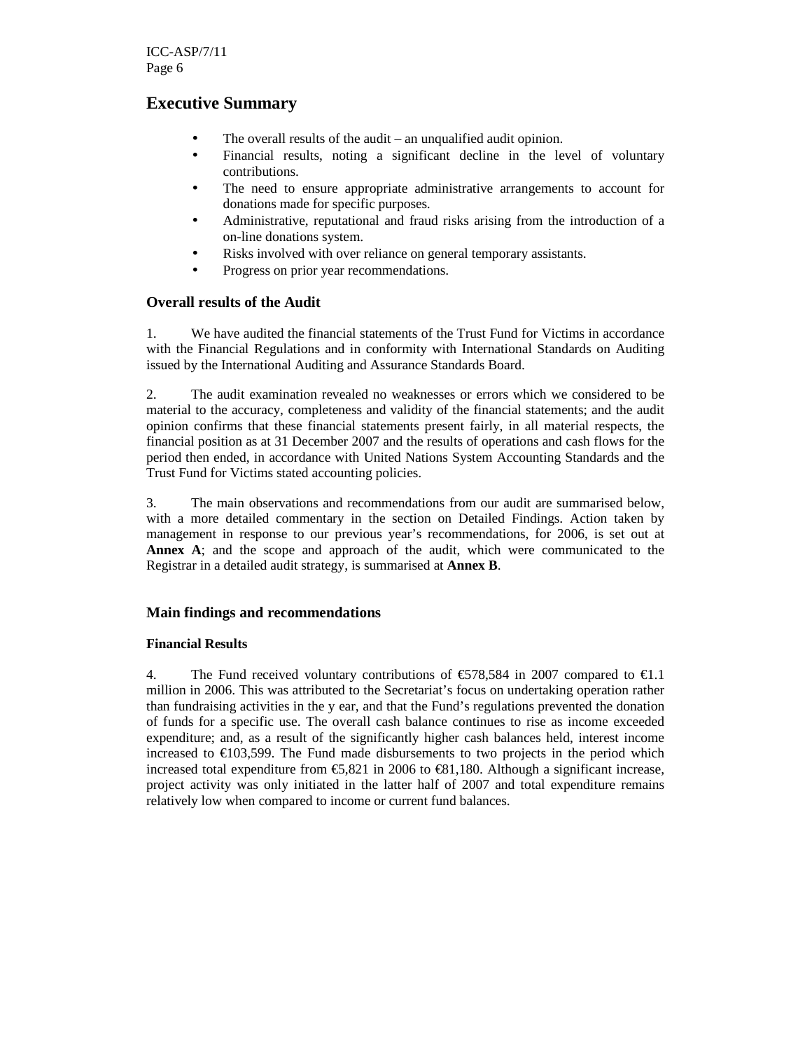# Executive Summary

- The overall results of the audit – an unqualified audit opinion.
- Financial results, noting a significant decline in the level of voluntary contributions.
- The need to ensure appropriate administrative arrangements to account for donations made for specific purposes.
- Administrative, reputational and fraud risks arising from the introduction of a on-line donations system.
- Risks involved with over reliance on general temporary assistants.
- Progress on prior year recommendations.

## Overall results of the Audit

1. We have audited the financial statements of the Trust Fund for Victims in accordance with the Financial Regulations and in conformity with International Standards on Auditing issued by the International Auditing and Assurance Standards Board.

2. The audit examination revealed no weaknesses or errors which we considered to be material to the accuracy, completeness and validity of the financial statements; and the audit opinion confirms that these financial statements present fairly, in all material respects, the financial position as at 31 December 2007 and the results of operations and cash flows for the period then ended, in accordance with United Nations System Accounting Standards and the Trust Fund for Victims stated accounting policies.

3. The main observations and recommendations from our audit are summarised below, with a more detailed commentary in the section on Detailed Findings. Action taken by management in response to our previous year's recommendations, for 2006, is set out at **Annex A**; and the scope and approach of the audit, which were communicated to the Registrar in a detailed audit strategy, is summarised at **Annex B**.

## Main findings and recommendations

### Financial Results

4. The Fund received voluntary contributions of €578,584 in 2007 compared to €1.1 million in 2006. This was attributed to the Secretariat's focus on undertaking operation rather than fundraising activities in the y ear, and that the Fund's regulations prevented the donation of funds for a specific use. The overall cash balance continues to rise as income exceeded expenditure; and, as a result of the significantly higher cash balances held, interest income increased to €103,599. The Fund made disbursements to two projects in the period which increased total expenditure from €5,821 in 2006 to €81,180. Although a significant increase, project activity was only initiated in the latter half of 2007 and total expenditure remains relatively low when compared to income or current fund balances.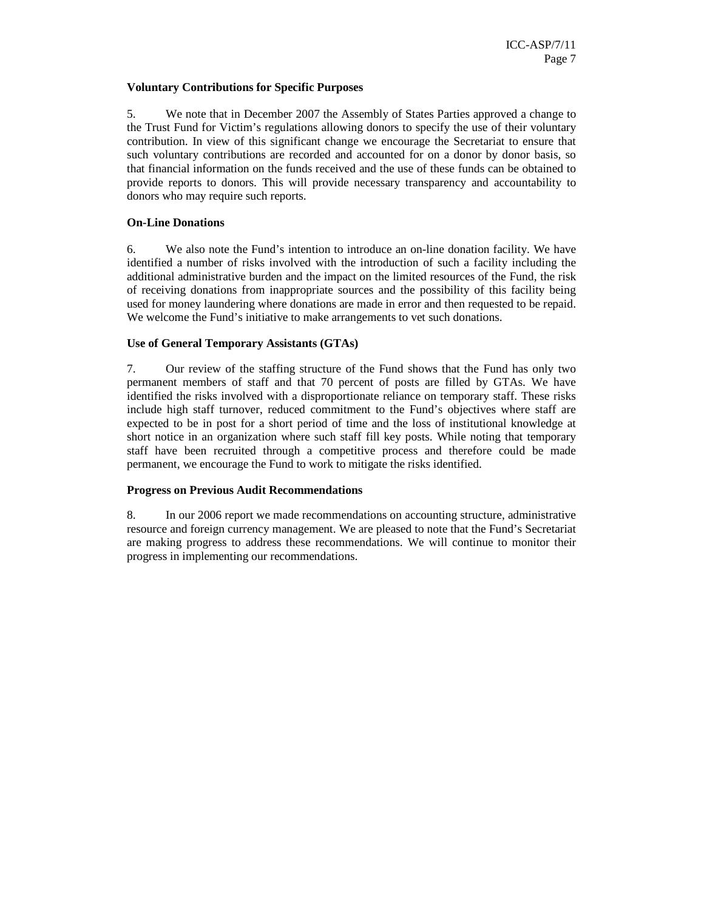**Voluntary Contributions for Specific Purposes**

5. We note that in December 2007 the Assembly of States Parties approved a change to the Trust Fund for Victim's regulations allowing donors to specify the use of their voluntary contribution. In view of this significant change we encourage the Secretariat to ensure that such voluntary contributions are recorded and accounted for on a donor by donor basis, so that financial information on the funds received and the use of these funds can be obtained to provide reports to donors. This will provide necessary transparency and accountability to donors who may require such reports.

**On-Line Donations**

6. We also note the Fund's intention to introduce an on-line donation facility. We have identified a number of risks involved with the introduction of such a facility including the additional administrative burden and the impact on the limited resources of the Fund, the risk of receiving donations from inappropriate sources and the possibility of this facility being used for money laundering where donations are made in error and then requested to be repaid. We welcome the Fund's initiative to make arrangements to vet such donations.

**Use of General Temporary Assistants (GTAs)**

7. Our review of the staffing structure of the Fund shows that the Fund has only two permanent members of staff and that 70 percent of posts are filled by GTAs. We have identified the risks involved with a disproportionate reliance on temporary staff. These risks include high staff turnover, reduced commitment to the Fund's objectives where staff are expected to be in post for a short period of time and the loss of institutional knowledge at short notice in an organization where such staff fill key posts. While noting that temporary staff have been recruited through a competitive process and therefore could be made permanent, we encourage the Fund to work to mitigate the risks identified.

**Progress on Previous Audit Recommendations**

8. In our 2006 report we made recommendations on accounting structure, administrative resource and foreign currency management. We are pleased to note that the Fund's Secretariat are making progress to address these recommendations. We will continue to monitor their progress in implementing our recommendations.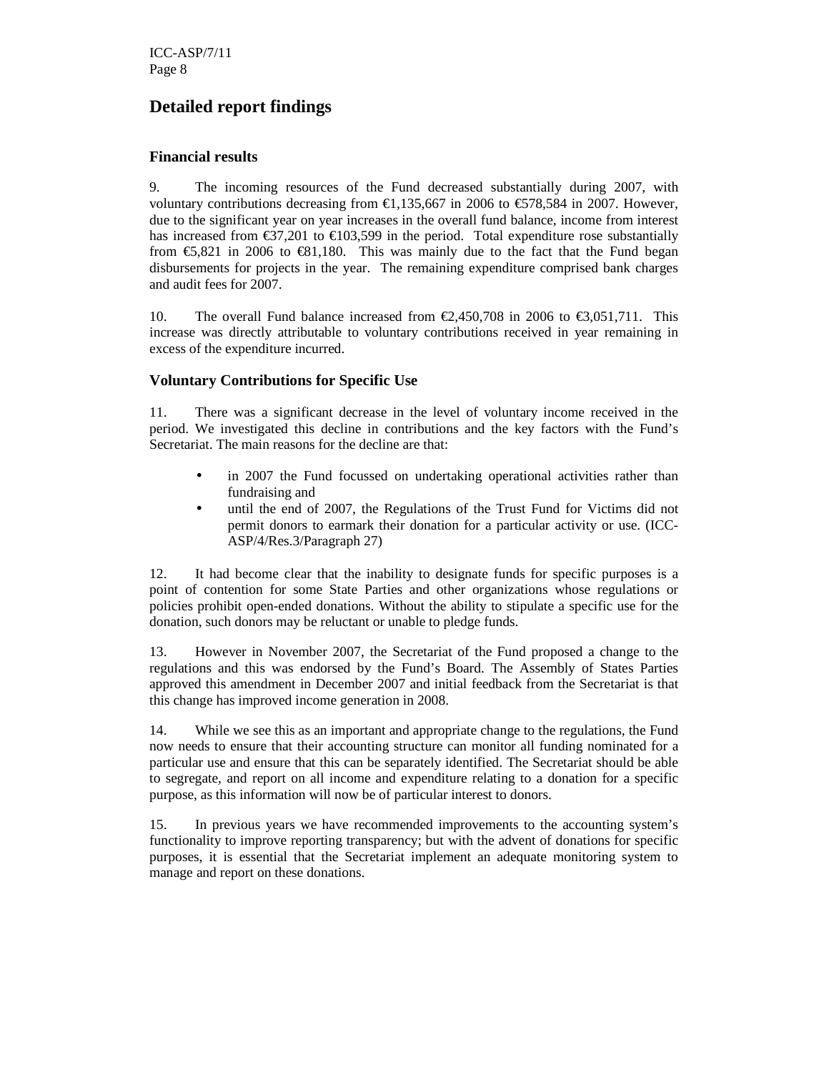## Detailed report findings

### Financial results

9. The incoming resources of the Fund decreased substantially during 2007, with voluntary contributions decreasing from €1,135,667 in 2006 to €578,584 in 2007. However, due to the significant year on year increases in the overall fund balance, income from interest has increased from €37,201 to €103,599 in the period. Total expenditure rose substantially from €5,821 in 2006 to €81,180. This was mainly due to the fact that the Fund began disbursements for projects in the year. The remaining expenditure comprised bank charges and audit fees for 2007.

10. The overall Fund balance increased from €2,450,708 in 2006 to €3,051,711. This increase was directly attributable to voluntary contributions received in year remaining in excess of the expenditure incurred.

### Voluntary Contributions for Specific Use

11. There was a significant decrease in the level of voluntary income received in the period. We investigated this decline in contributions and the key factors with the Fund's Secretariat. The main reasons for the decline are that:

- in 2007 the Fund focussed on undertaking operational activities rather than fundraising and
- until the end of 2007, the Regulations of the Trust Fund for Victims did not permit donors to earmark their donation for a particular activity or use. (ICC-ASP/4/Res.3/Paragraph 27)

12. It had become clear that the inability to designate funds for specific purposes is a point of contention for some State Parties and other organizations whose regulations or policies prohibit open-ended donations. Without the ability to stipulate a specific use for the donation, such donors may be reluctant or unable to pledge funds.

13. However in November 2007, the Secretariat of the Fund proposed a change to the regulations and this was endorsed by the Fund's Board. The Assembly of States Parties approved this amendment in December 2007 and initial feedback from the Secretariat is that this change has improved income generation in 2008.

14. While we see this as an important and appropriate change to the regulations, the Fund now needs to ensure that their accounting structure can monitor all funding nominated for a particular use and ensure that this can be separately identified. The Secretariat should be able to segregate, and report on all income and expenditure relating to a donation for a specific purpose, as this information will now be of particular interest to donors.

15. In previous years we have recommended improvements to the accounting system's functionality to improve reporting transparency; but with the advent of donations for specific purposes, it is essential that the Secretariat implement an adequate monitoring system to manage and report on these donations.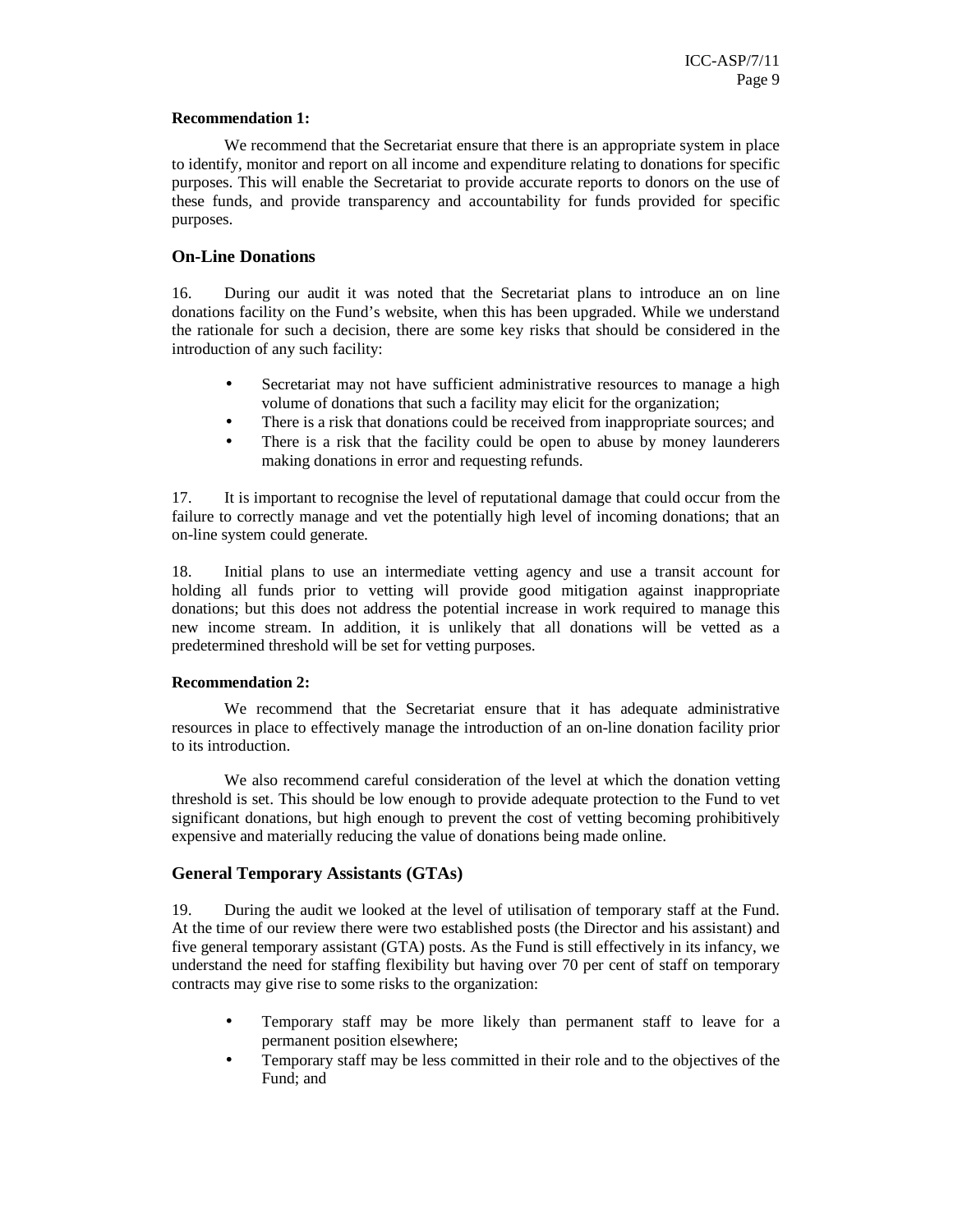**Recommendation 1:**

We recommend that the Secretariat ensure that there is an appropriate system in place to identify, monitor and report on all income and expenditure relating to donations for specific purposes. This will enable the Secretariat to provide accurate reports to donors on the use of these funds, and provide transparency and accountability for funds provided for specific purposes.

## On-Line Donations

16. During our audit it was noted that the Secretariat plans to introduce an on line donations facility on the Fund's website, when this has been upgraded. While we understand the rationale for such a decision, there are some key risks that should be considered in the introduction of any such facility:

- Secretariat may not have sufficient administrative resources to manage a high volume of donations that such a facility may elicit for the organization;
- There is a risk that donations could be received from inappropriate sources; and
- There is a risk that the facility could be open to abuse by money launderers making donations in error and requesting refunds.

17. It is important to recognise the level of reputational damage that could occur from the failure to correctly manage and vet the potentially high level of incoming donations; that an on-line system could generate.

18. Initial plans to use an intermediate vetting agency and use a transit account for holding all funds prior to vetting will provide good mitigation against inappropriate donations; but this does not address the potential increase in work required to manage this new income stream. In addition, it is unlikely that all donations will be vetted as a predetermined threshold will be set for vetting purposes.

**Recommendation 2:**

We recommend that the Secretariat ensure that it has adequate administrative resources in place to effectively manage the introduction of an on-line donation facility prior to its introduction.

We also recommend careful consideration of the level at which the donation vetting threshold is set. This should be low enough to provide adequate protection to the Fund to vet significant donations, but high enough to prevent the cost of vetting becoming prohibitively expensive and materially reducing the value of donations being made online.

## General Temporary Assistants (GTAs)

19. During the audit we looked at the level of utilisation of temporary staff at the Fund. At the time of our review there were two established posts (the Director and his assistant) and five general temporary assistant (GTA) posts. As the Fund is still effectively in its infancy, we understand the need for staffing flexibility but having over 70 per cent of staff on temporary contracts may give rise to some risks to the organization:

- Temporary staff may be more likely than permanent staff to leave for a permanent position elsewhere;
- Temporary staff may be less committed in their role and to the objectives of the Fund; and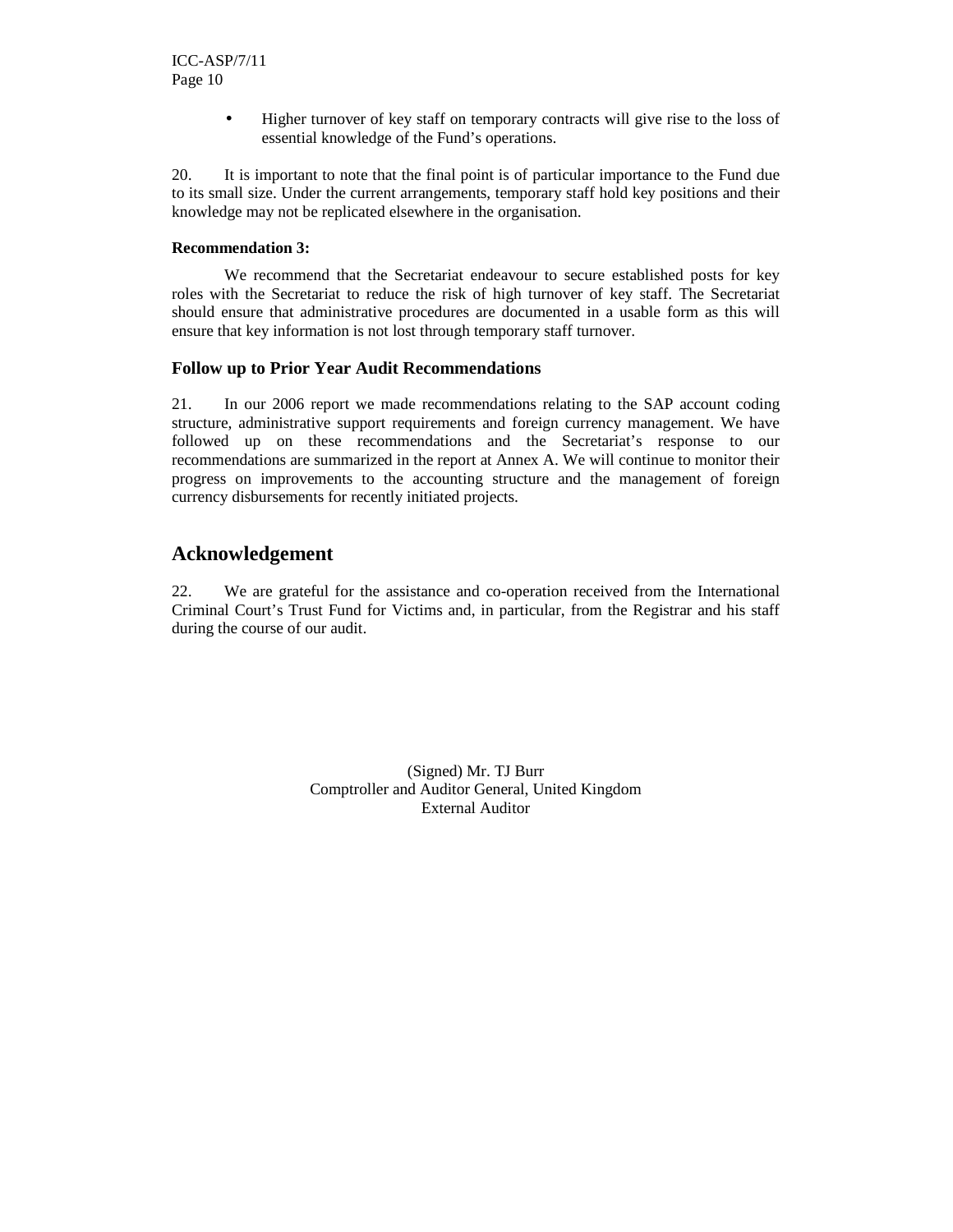- Higher turnover of key staff on temporary contracts will give rise to the loss of essential knowledge of the Fund's operations.

20. It is important to note that the final point is of particular importance to the Fund due to its small size. Under the current arrangements, temporary staff hold key positions and their knowledge may not be replicated elsewhere in the organisation.

**Recommendation 3:**

We recommend that the Secretariat endeavour to secure established posts for key roles with the Secretariat to reduce the risk of high turnover of key staff. The Secretariat should ensure that administrative procedures are documented in a usable form as this will ensure that key information is not lost through temporary staff turnover.

### Follow up to Prior Year Audit Recommendations

21. In our 2006 report we made recommendations relating to the SAP account coding structure, administrative support requirements and foreign currency management. We have followed up on these recommendations and the Secretariat's response to our recommendations are summarized in the report at Annex A. We will continue to monitor their progress on improvements to the accounting structure and the management of foreign currency disbursements for recently initiated projects.

## Acknowledgement

22. We are grateful for the assistance and co-operation received from the International Criminal Court's Trust Fund for Victims and, in particular, from the Registrar and his staff during the course of our audit.

(Signed) Mr. TJ Burr
Comptroller and Auditor General, United Kingdom
External Auditor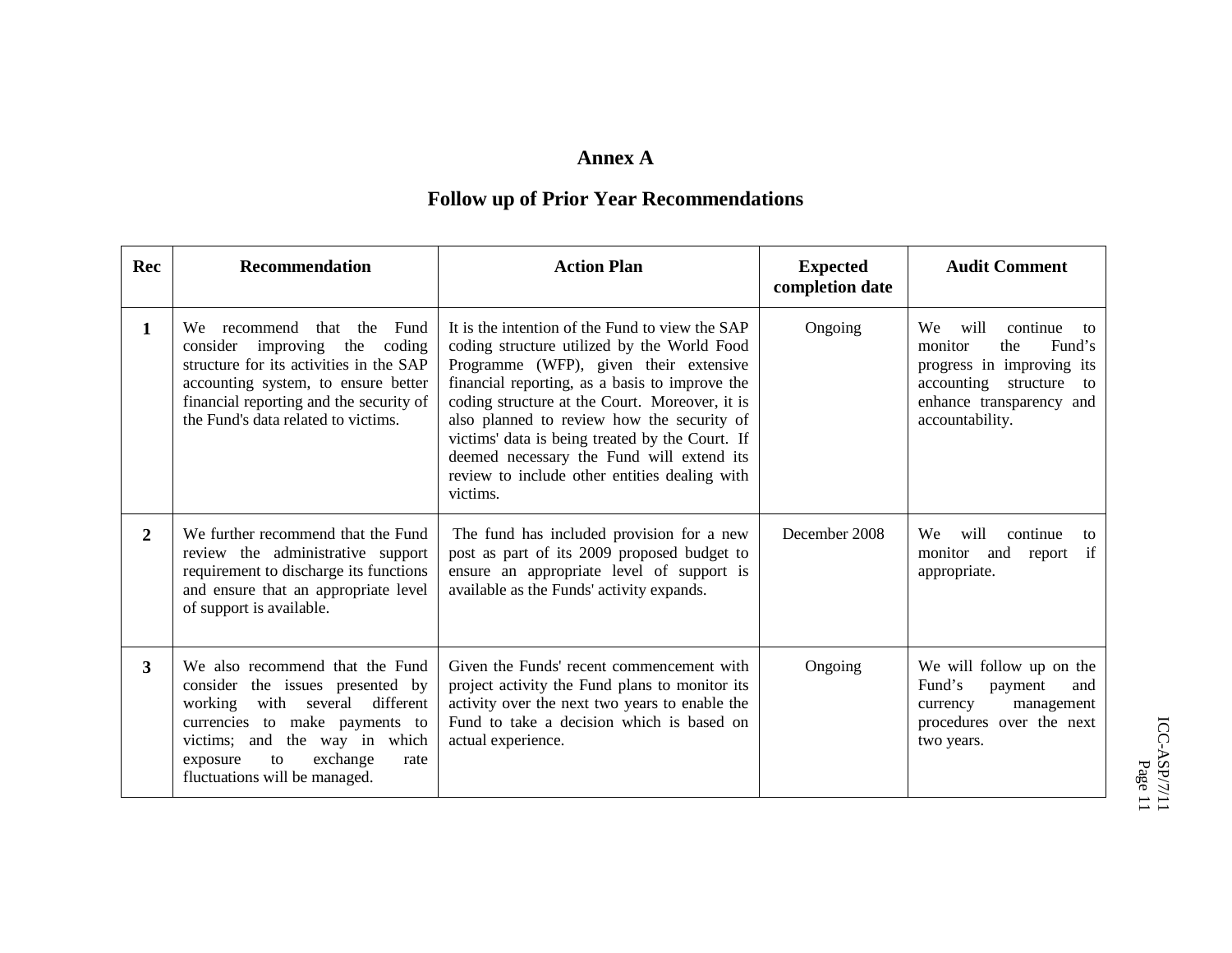# Annex A

## Follow up of Prior Year Recommendations

| Rec | Recommendation | Action Plan | Expected completion date | Audit Comment |
|---|---|---|---|---|
| **1** | We recommend that the Fund consider improving the coding structure for its activities in the SAP accounting system, to ensure better financial reporting and the security of the Fund's data related to victims. | It is the intention of the Fund to view the SAP coding structure utilized by the World Food Programme (WFP), given their extensive financial reporting, as a basis to improve the coding structure at the Court. Moreover, it is also planned to review how the security of victims' data is being treated by the Court. If deemed necessary the Fund will extend its review to include other entities dealing with victims. | Ongoing | We will continue to monitor the Fund's progress in improving its accounting structure to enhance transparency and accountability. |
| **2** | We further recommend that the Fund review the administrative support requirement to discharge its functions and ensure that an appropriate level of support is available. | The fund has included provision for a new post as part of its 2009 proposed budget to ensure an appropriate level of support is available as the Funds' activity expands. | December 2008 | We will continue to monitor and report if appropriate. |
| **3** | We also recommend that the Fund consider the issues presented by working with several different currencies to make payments to victims; and the way in which exposure to exchange rate fluctuations will be managed. | Given the Funds' recent commencement with project activity the Fund plans to monitor its activity over the next two years to enable the Fund to take a decision which is based on actual experience. | Ongoing | We will follow up on the Fund's payment and currency management procedures over the next two years. |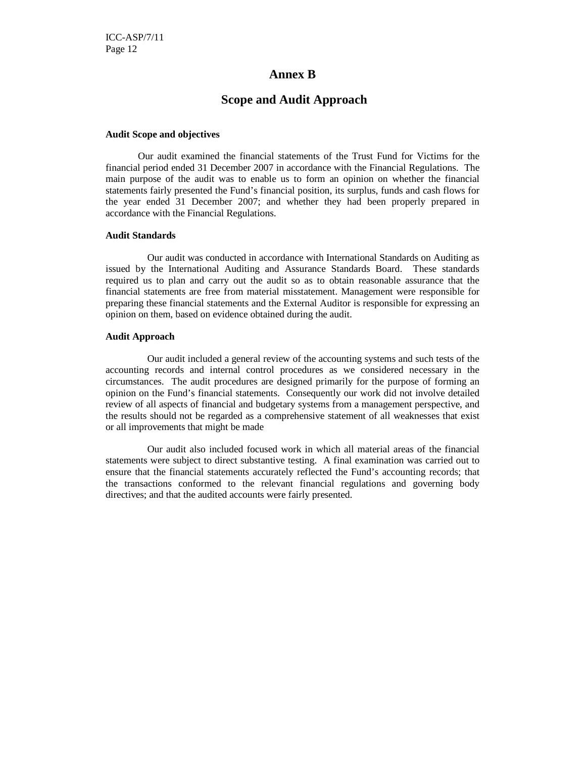# Annex B

## Scope and Audit Approach

**Audit Scope and objectives**

Our audit examined the financial statements of the Trust Fund for Victims for the financial period ended 31 December 2007 in accordance with the Financial Regulations. The main purpose of the audit was to enable us to form an opinion on whether the financial statements fairly presented the Fund's financial position, its surplus, funds and cash flows for the year ended 31 December 2007; and whether they had been properly prepared in accordance with the Financial Regulations.

**Audit Standards**

Our audit was conducted in accordance with International Standards on Auditing as issued by the International Auditing and Assurance Standards Board. These standards required us to plan and carry out the audit so as to obtain reasonable assurance that the financial statements are free from material misstatement. Management were responsible for preparing these financial statements and the External Auditor is responsible for expressing an opinion on them, based on evidence obtained during the audit.

**Audit Approach**

Our audit included a general review of the accounting systems and such tests of the accounting records and internal control procedures as we considered necessary in the circumstances. The audit procedures are designed primarily for the purpose of forming an opinion on the Fund's financial statements. Consequently our work did not involve detailed review of all aspects of financial and budgetary systems from a management perspective, and the results should not be regarded as a comprehensive statement of all weaknesses that exist or all improvements that might be made

Our audit also included focused work in which all material areas of the financial statements were subject to direct substantive testing. A final examination was carried out to ensure that the financial statements accurately reflected the Fund's accounting records; that the transactions conformed to the relevant financial regulations and governing body directives; and that the audited accounts were fairly presented.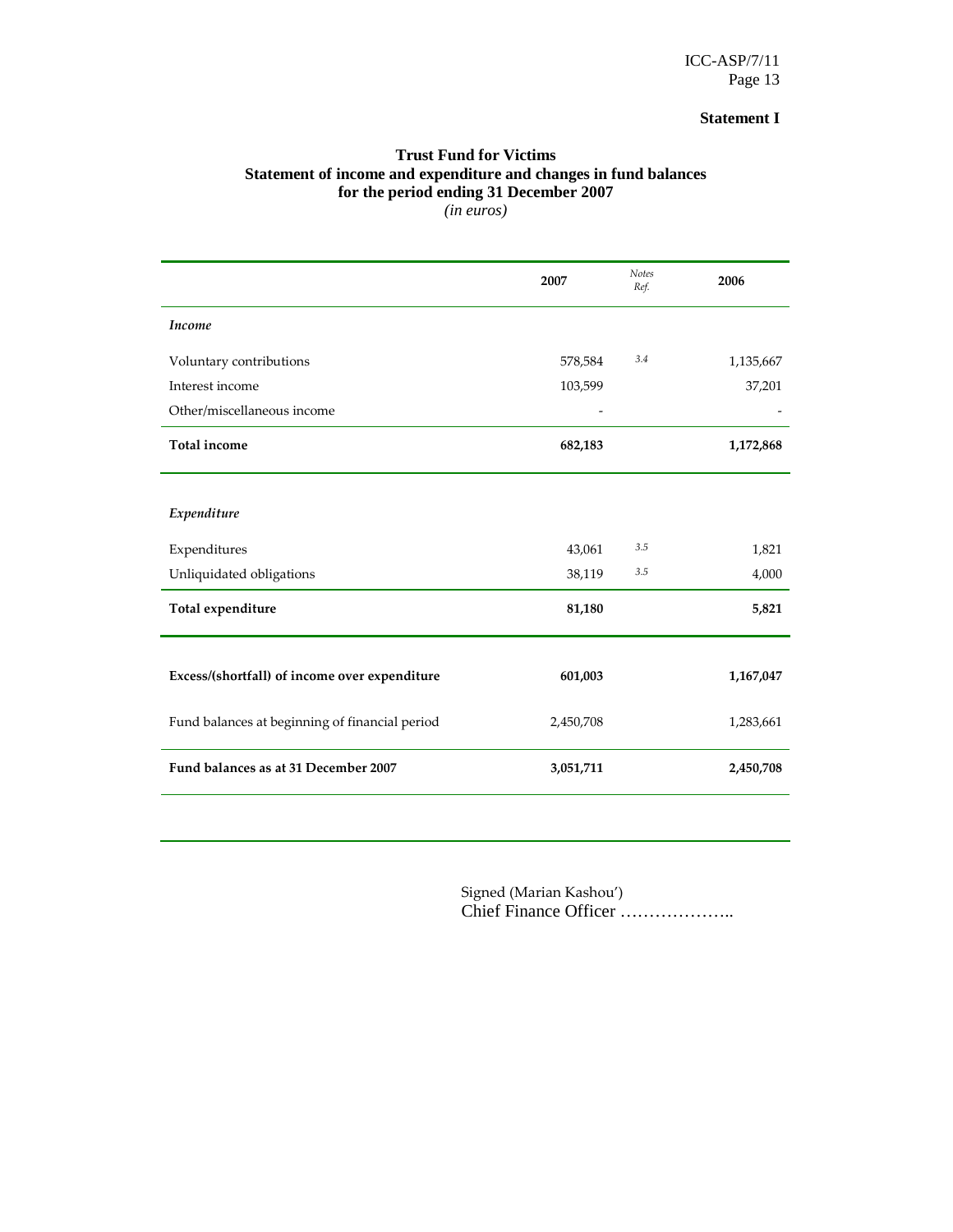**Statement I**

**Trust Fund for Victims**
**Statement of income and expenditure and changes in fund balances**
**for the period ending 31 December 2007**
*(in euros)*

| | 2007 | *Notes Ref.* | 2006 |
|---|---|---|---|
| *Income* | | | |
| Voluntary contributions | 578,584 | *3.4* | 1,135,667 |
| Interest income | 103,599 | | 37,201 |
| Other/miscellaneous income | - | | - |
| **Total income** | **682,183** | | **1,172,868** |
| *Expenditure* | | | |
| Expenditures | 43,061 | *3.5* | 1,821 |
| Unliquidated obligations | 38,119 | *3.5* | 4,000 |
| **Total expenditure** | **81,180** | | **5,821** |
| **Excess/(shortfall) of income over expenditure** | **601,003** | | **1,167,047** |
| Fund balances at beginning of financial period | 2,450,708 | | 1,283,661 |
| **Fund balances as at 31 December 2007** | **3,051,711** | | **2,450,708** |

Signed (Marian Kashou')
Chief Finance Officer ………………..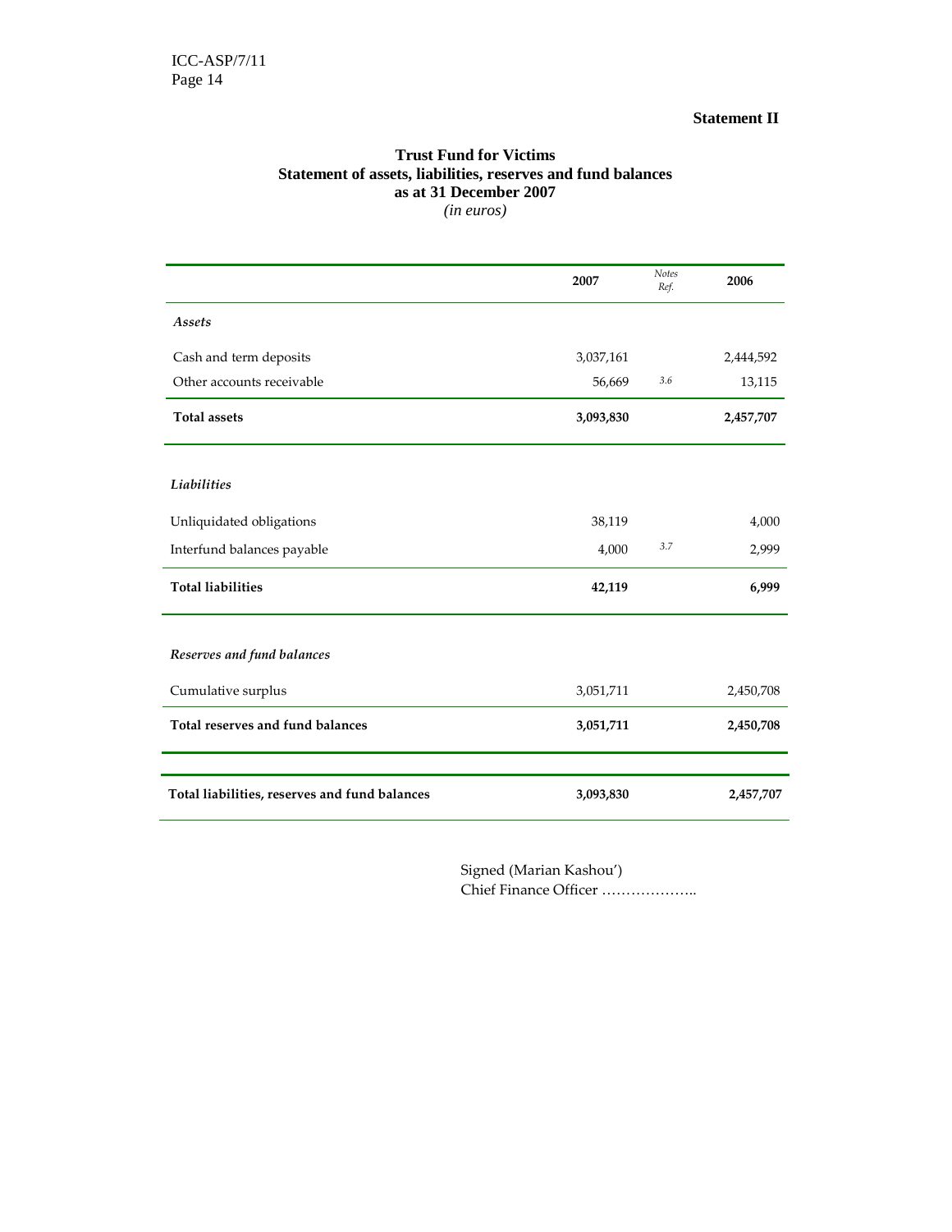**Statement II**

## Trust Fund for Victims

### Statement of assets, liabilities, reserves and fund balances as at 31 December 2007

*(in euros)*

| | 2007 | *Notes Ref.* | 2006 |
|---|---|---|---|
| ***Assets*** | | | |
| Cash and term deposits | 3,037,161 | | 2,444,592 |
| Other accounts receivable | 56,669 | *3.6* | 13,115 |
| **Total assets** | **3,093,830** | | **2,457,707** |
| ***Liabilities*** | | | |
| Unliquidated obligations | 38,119 | | 4,000 |
| Interfund balances payable | 4,000 | *3.7* | 2,999 |
| **Total liabilities** | **42,119** | | **6,999** |
| ***Reserves and fund balances*** | | | |
| Cumulative surplus | 3,051,711 | | 2,450,708 |
| **Total reserves and fund balances** | **3,051,711** | | **2,450,708** |
| **Total liabilities, reserves and fund balances** | **3,093,830** | | **2,457,707** |

Signed (Marian Kashou')
Chief Finance Officer ………………..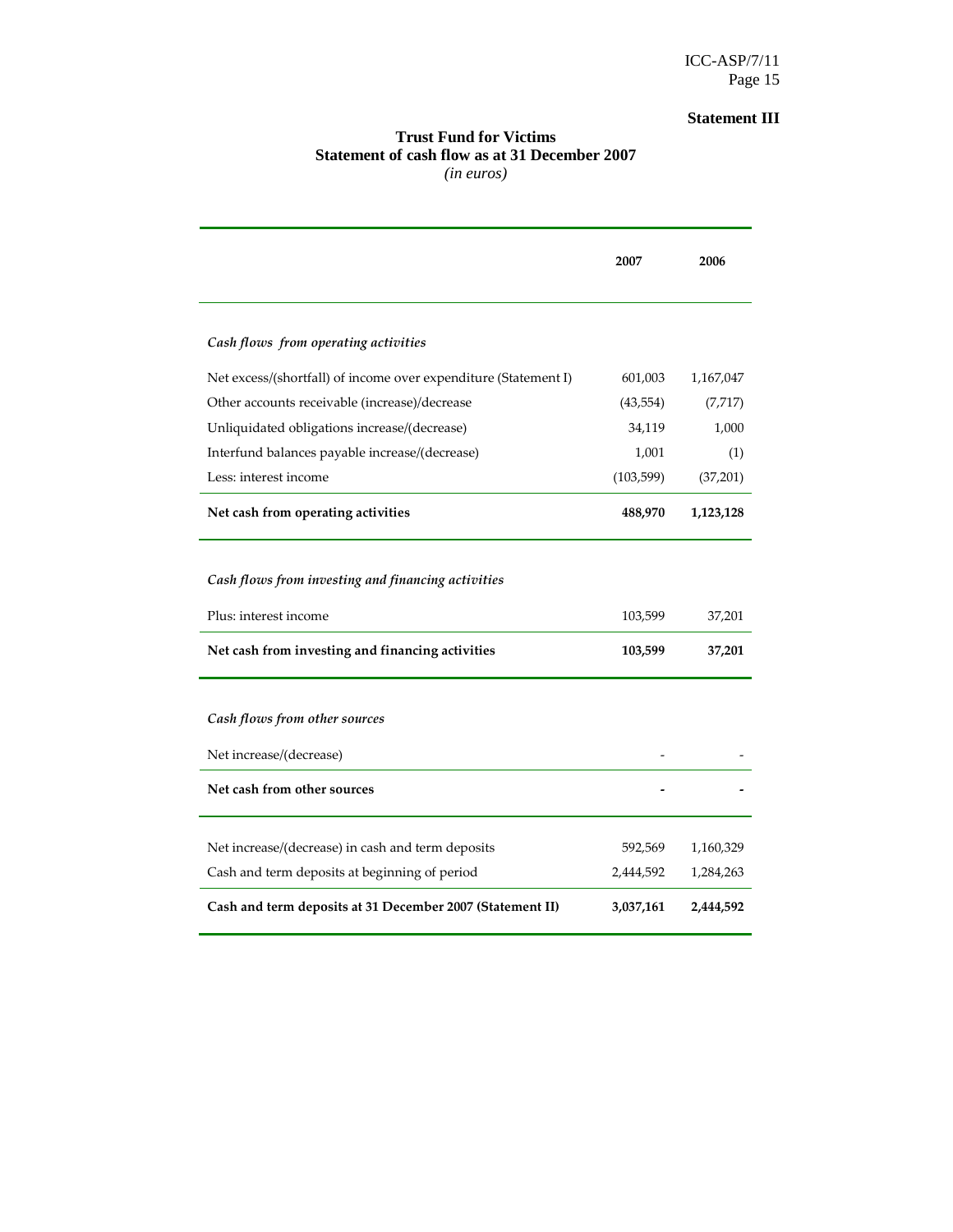**Statement III**

# Trust Fund for Victims
## Statement of cash flow as at 31 December 2007
*(in euros)*

| | 2007 | 2006 |
|---|---|---|
| *Cash flows from operating activities* | | |
| Net excess/(shortfall) of income over expenditure (Statement I) | 601,003 | 1,167,047 |
| Other accounts receivable (increase)/decrease | (43,554) | (7,717) |
| Unliquidated obligations increase/(decrease) | 34,119 | 1,000 |
| Interfund balances payable increase/(decrease) | 1,001 | (1) |
| Less: interest income | (103,599) | (37,201) |
| **Net cash from operating activities** | **488,970** | **1,123,128** |
| *Cash flows from investing and financing activities* | | |
| Plus: interest income | 103,599 | 37,201 |
| **Net cash from investing and financing activities** | **103,599** | **37,201** |
| *Cash flows from other sources* | | |
| Net increase/(decrease) | - | - |
| **Net cash from other sources** | **-** | **-** |
| Net increase/(decrease) in cash and term deposits | 592,569 | 1,160,329 |
| Cash and term deposits at beginning of period | 2,444,592 | 1,284,263 |
| **Cash and term deposits at 31 December 2007 (Statement II)** | **3,037,161** | **2,444,592** |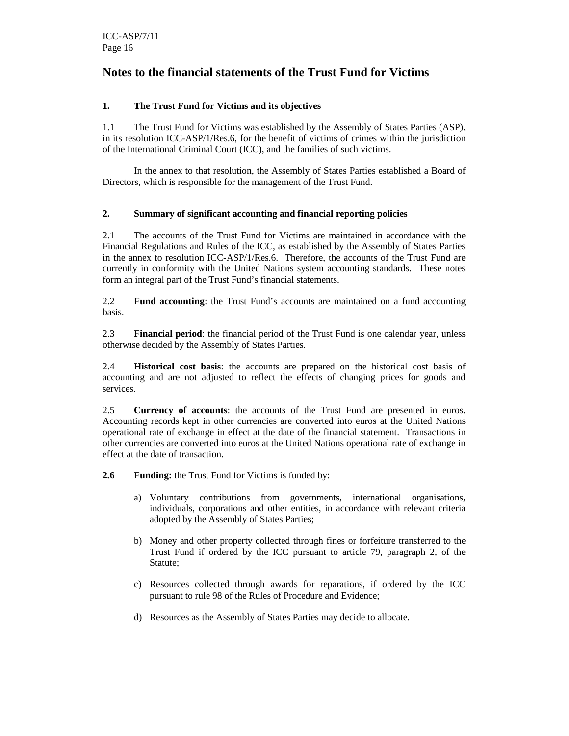# Notes to the financial statements of the Trust Fund for Victims

## 1. The Trust Fund for Victims and its objectives

1.1 The Trust Fund for Victims was established by the Assembly of States Parties (ASP), in its resolution ICC-ASP/1/Res.6, for the benefit of victims of crimes within the jurisdiction of the International Criminal Court (ICC), and the families of such victims.

In the annex to that resolution, the Assembly of States Parties established a Board of Directors, which is responsible for the management of the Trust Fund.

## 2. Summary of significant accounting and financial reporting policies

2.1 The accounts of the Trust Fund for Victims are maintained in accordance with the Financial Regulations and Rules of the ICC, as established by the Assembly of States Parties in the annex to resolution ICC-ASP/1/Res.6. Therefore, the accounts of the Trust Fund are currently in conformity with the United Nations system accounting standards. These notes form an integral part of the Trust Fund's financial statements.

2.2 **Fund accounting**: the Trust Fund's accounts are maintained on a fund accounting basis.

2.3 **Financial period**: the financial period of the Trust Fund is one calendar year, unless otherwise decided by the Assembly of States Parties.

2.4 **Historical cost basis**: the accounts are prepared on the historical cost basis of accounting and are not adjusted to reflect the effects of changing prices for goods and services.

2.5 **Currency of accounts**: the accounts of the Trust Fund are presented in euros. Accounting records kept in other currencies are converted into euros at the United Nations operational rate of exchange in effect at the date of the financial statement. Transactions in other currencies are converted into euros at the United Nations operational rate of exchange in effect at the date of transaction.

**2.6 Funding:** the Trust Fund for Victims is funded by:

a) Voluntary contributions from governments, international organisations, individuals, corporations and other entities, in accordance with relevant criteria adopted by the Assembly of States Parties;

b) Money and other property collected through fines or forfeiture transferred to the Trust Fund if ordered by the ICC pursuant to article 79, paragraph 2, of the Statute;

c) Resources collected through awards for reparations, if ordered by the ICC pursuant to rule 98 of the Rules of Procedure and Evidence;

d) Resources as the Assembly of States Parties may decide to allocate.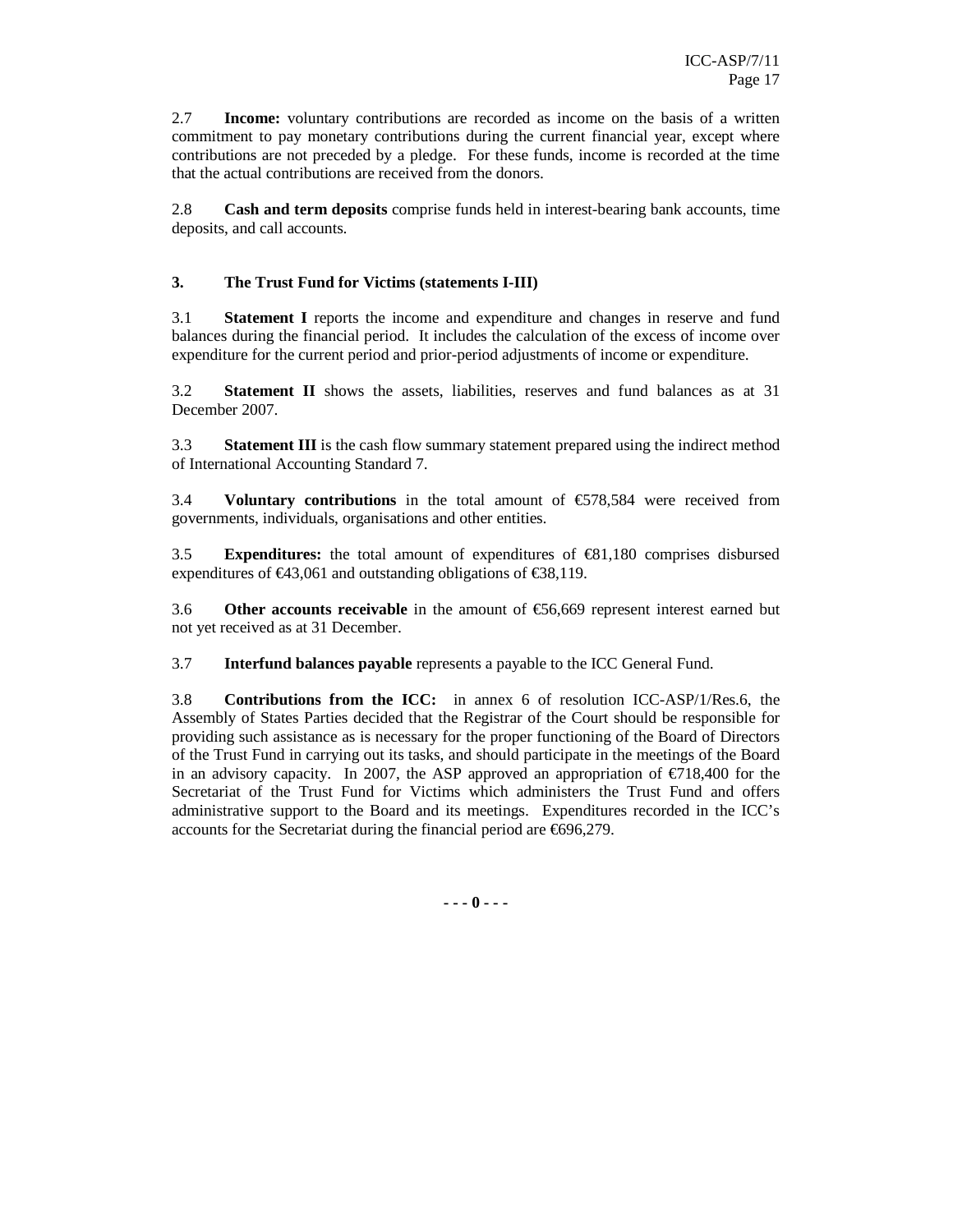2.7 **Income:** voluntary contributions are recorded as income on the basis of a written commitment to pay monetary contributions during the current financial year, except where contributions are not preceded by a pledge. For these funds, income is recorded at the time that the actual contributions are received from the donors.

2.8 **Cash and term deposits** comprise funds held in interest-bearing bank accounts, time deposits, and call accounts.

### 3. The Trust Fund for Victims (statements I-III)

3.1 **Statement I** reports the income and expenditure and changes in reserve and fund balances during the financial period. It includes the calculation of the excess of income over expenditure for the current period and prior-period adjustments of income or expenditure.

3.2 **Statement II** shows the assets, liabilities, reserves and fund balances as at 31 December 2007.

3.3 **Statement III** is the cash flow summary statement prepared using the indirect method of International Accounting Standard 7.

3.4 **Voluntary contributions** in the total amount of €578,584 were received from governments, individuals, organisations and other entities.

3.5 **Expenditures:** the total amount of expenditures of €81,180 comprises disbursed expenditures of €43,061 and outstanding obligations of €38,119.

3.6 **Other accounts receivable** in the amount of €56,669 represent interest earned but not yet received as at 31 December.

3.7 **Interfund balances payable** represents a payable to the ICC General Fund.

3.8 **Contributions from the ICC:** in annex 6 of resolution ICC-ASP/1/Res.6, the Assembly of States Parties decided that the Registrar of the Court should be responsible for providing such assistance as is necessary for the proper functioning of the Board of Directors of the Trust Fund in carrying out its tasks, and should participate in the meetings of the Board in an advisory capacity. In 2007, the ASP approved an appropriation of €718,400 for the Secretariat of the Trust Fund for Victims which administers the Trust Fund and offers administrative support to the Board and its meetings. Expenditures recorded in the ICC's accounts for the Secretariat during the financial period are €696,279.

**- - - 0 - - -**